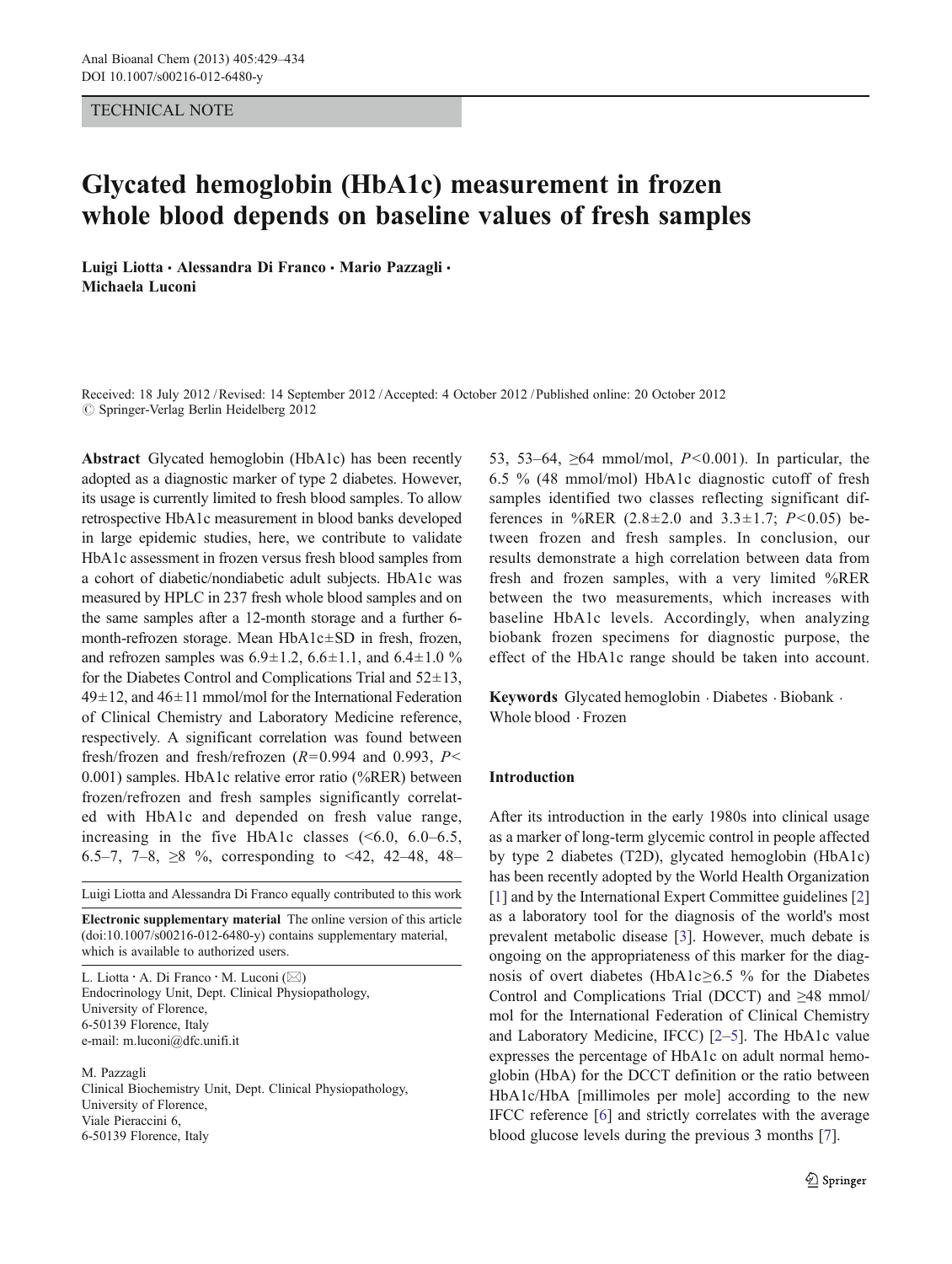TECHNICAL NOTE

# Glycated hemoglobin (HbA1c) measurement in frozen whole blood depends on baseline values of fresh samples

**Luigi Liotta · Alessandra Di Franco · Mario Pazzagli · Michaela Luconi**

Received: 18 July 2012 / Revised: 14 September 2012 / Accepted: 4 October 2012 / Published online: 20 October 2012
© Springer-Verlag Berlin Heidelberg 2012

**Abstract** Glycated hemoglobin (HbA1c) has been recently adopted as a diagnostic marker of type 2 diabetes. However, its usage is currently limited to fresh blood samples. To allow retrospective HbA1c measurement in blood banks developed in large epidemic studies, here, we contribute to validate HbA1c assessment in frozen versus fresh blood samples from a cohort of diabetic/nondiabetic adult subjects. HbA1c was measured by HPLC in 237 fresh whole blood samples and on the same samples after a 12-month storage and a further 6-month-refrozen storage. Mean HbA1c±SD in fresh, frozen, and refrozen samples was 6.9±1.2, 6.6±1.1, and 6.4±1.0 % for the Diabetes Control and Complications Trial and 52±13, 49±12, and 46±11 mmol/mol for the International Federation of Clinical Chemistry and Laboratory Medicine reference, respectively. A significant correlation was found between fresh/frozen and fresh/refrozen ($R=0.994$ and 0.993, $P<0.001$) samples. HbA1c relative error ratio (%RER) between frozen/refrozen and fresh samples significantly correlated with HbA1c and depended on fresh value range, increasing in the five HbA1c classes (<6.0, 6.0–6.5, 6.5–7, 7–8, ≥8 %, corresponding to <42, 42–48, 48–53, 53–64, ≥64 mmol/mol, $P<0.001$). In particular, the 6.5 % (48 mmol/mol) HbA1c diagnostic cutoff of fresh samples identified two classes reflecting significant differences in %RER (2.8±2.0 and 3.3±1.7; $P<0.05$) between frozen and fresh samples. In conclusion, our results demonstrate a high correlation between data from fresh and frozen samples, with a very limited %RER between the two measurements, which increases with baseline HbA1c levels. Accordingly, when analyzing biobank frozen specimens for diagnostic purpose, the effect of the HbA1c range should be taken into account.

**Keywords** Glycated hemoglobin · Diabetes · Biobank · Whole blood · Frozen

Luigi Liotta and Alessandra Di Franco equally contributed to this work

**Electronic supplementary material** The online version of this article (doi:10.1007/s00216-012-6480-y) contains supplementary material, which is available to authorized users.

L. Liotta · A. Di Franco · M. Luconi (✉)
Endocrinology Unit, Dept. Clinical Physiopathology,
University of Florence,
6-50139 Florence, Italy
e-mail: m.luconi@dfc.unifi.it

M. Pazzagli
Clinical Biochemistry Unit, Dept. Clinical Physiopathology,
University of Florence,
Viale Pieraccini 6,
6-50139 Florence, Italy

## Introduction

After its introduction in the early 1980s into clinical usage as a marker of long-term glycemic control in people affected by type 2 diabetes (T2D), glycated hemoglobin (HbA1c) has been recently adopted by the World Health Organization [1] and by the International Expert Committee guidelines [2] as a laboratory tool for the diagnosis of the world's most prevalent metabolic disease [3]. However, much debate is ongoing on the appropriateness of this marker for the diagnosis of overt diabetes (HbA1c≥6.5 % for the Diabetes Control and Complications Trial (DCCT) and ≥48 mmol/mol for the International Federation of Clinical Chemistry and Laboratory Medicine, IFCC) [2–5]. The HbA1c value expresses the percentage of HbA1c on adult normal hemoglobin (HbA) for the DCCT definition or the ratio between HbA1c/HbA [millimoles per mole] according to the new IFCC reference [6] and strictly correlates with the average blood glucose levels during the previous 3 months [7].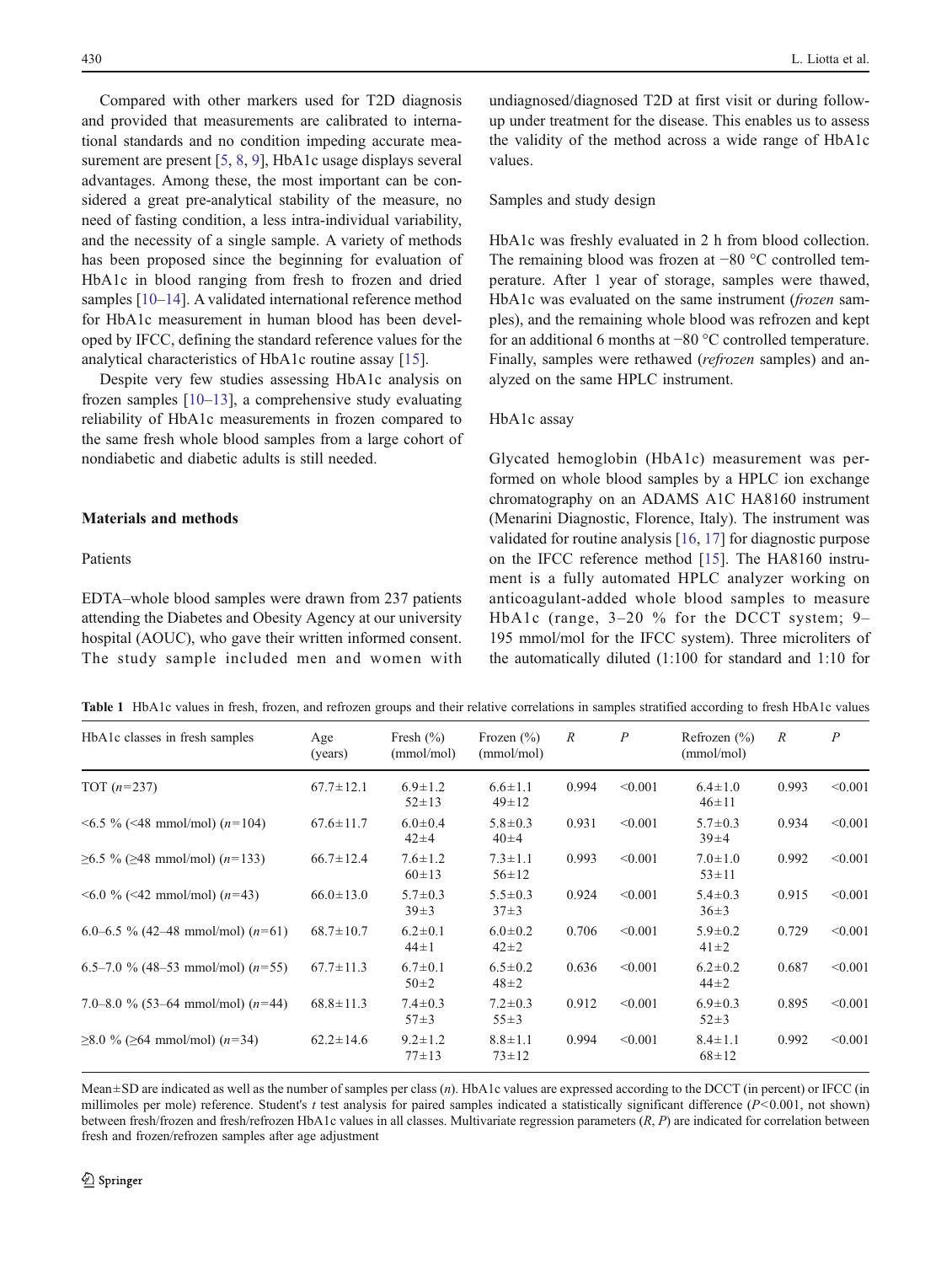Compared with other markers used for T2D diagnosis and provided that measurements are calibrated to international standards and no condition impeding accurate measurement are present [5, 8, 9], HbA1c usage displays several advantages. Among these, the most important can be considered a great pre-analytical stability of the measure, no need of fasting condition, a less intra-individual variability, and the necessity of a single sample. A variety of methods has been proposed since the beginning for evaluation of HbA1c in blood ranging from fresh to frozen and dried samples [10–14]. A validated international reference method for HbA1c measurement in human blood has been developed by IFCC, defining the standard reference values for the analytical characteristics of HbA1c routine assay [15].

Despite very few studies assessing HbA1c analysis on frozen samples [10–13], a comprehensive study evaluating reliability of HbA1c measurements in frozen compared to the same fresh whole blood samples from a large cohort of nondiabetic and diabetic adults is still needed.

## Materials and methods

### Patients

EDTA–whole blood samples were drawn from 237 patients attending the Diabetes and Obesity Agency at our university hospital (AOUC), who gave their written informed consent. The study sample included men and women with undiagnosed/diagnosed T2D at first visit or during follow-up under treatment for the disease. This enables us to assess the validity of the method across a wide range of HbA1c values.

### Samples and study design

HbA1c was freshly evaluated in 2 h from blood collection. The remaining blood was frozen at −80 °C controlled temperature. After 1 year of storage, samples were thawed, HbA1c was evaluated on the same instrument (*frozen* samples), and the remaining whole blood was refrozen and kept for an additional 6 months at −80 °C controlled temperature. Finally, samples were rethawed (*refrozen* samples) and analyzed on the same HPLC instrument.

### HbA1c assay

Glycated hemoglobin (HbA1c) measurement was performed on whole blood samples by a HPLC ion exchange chromatography on an ADAMS A1C HA8160 instrument (Menarini Diagnostic, Florence, Italy). The instrument was validated for routine analysis [16, 17] for diagnostic purpose on the IFCC reference method [15]. The HA8160 instrument is a fully automated HPLC analyzer working on anticoagulant-added whole blood samples to measure HbA1c (range, 3–20 % for the DCCT system; 9–195 mmol/mol for the IFCC system). Three microliters of the automatically diluted (1:100 for standard and 1:10 for

**Table 1** HbA1c values in fresh, frozen, and refrozen groups and their relative correlations in samples stratified according to fresh HbA1c values

| HbA1c classes in fresh samples | Age (years) | Fresh (%) (mmol/mol) | Frozen (%) (mmol/mol) | $R$ | $P$ | Refrozen (%) (mmol/mol) | $R$ | $P$ |
|---|---|---|---|---|---|---|---|---|
| TOT ($n$=237) | 67.7±12.1 | 6.9±1.2<br>52±13 | 6.6±1.1<br>49±12 | 0.994 | <0.001 | 6.4±1.0<br>46±11 | 0.993 | <0.001 |
| <6.5 % (<48 mmol/mol) ($n$=104) | 67.6±11.7 | 6.0±0.4<br>42±4 | 5.8±0.3<br>40±4 | 0.931 | <0.001 | 5.7±0.3<br>39±4 | 0.934 | <0.001 |
| ≥6.5 % (≥48 mmol/mol) ($n$=133) | 66.7±12.4 | 7.6±1.2<br>60±13 | 7.3±1.1<br>56±12 | 0.993 | <0.001 | 7.0±1.0<br>53±11 | 0.992 | <0.001 |
| <6.0 % (<42 mmol/mol) ($n$=43) | 66.0±13.0 | 5.7±0.3<br>39±3 | 5.5±0.3<br>37±3 | 0.924 | <0.001 | 5.4±0.3<br>36±3 | 0.915 | <0.001 |
| 6.0–6.5 % (42–48 mmol/mol) ($n$=61) | 68.7±10.7 | 6.2±0.1<br>44±1 | 6.0±0.2<br>42±2 | 0.706 | <0.001 | 5.9±0.2<br>41±2 | 0.729 | <0.001 |
| 6.5–7.0 % (48–53 mmol/mol) ($n$=55) | 67.7±11.3 | 6.7±0.1<br>50±2 | 6.5±0.2<br>48±2 | 0.636 | <0.001 | 6.2±0.2<br>44±2 | 0.687 | <0.001 |
| 7.0–8.0 % (53–64 mmol/mol) ($n$=44) | 68.8±11.3 | 7.4±0.3<br>57±3 | 7.2±0.3<br>55±3 | 0.912 | <0.001 | 6.9±0.3<br>52±3 | 0.895 | <0.001 |
| ≥8.0 % (≥64 mmol/mol) ($n$=34) | 62.2±14.6 | 9.2±1.2<br>77±13 | 8.8±1.1<br>73±12 | 0.994 | <0.001 | 8.4±1.1<br>68±12 | 0.992 | <0.001 |

Mean±SD are indicated as well as the number of samples per class ($n$). HbA1c values are expressed according to the DCCT (in percent) or IFCC (in millimoles per mole) reference. Student's $t$ test analysis for paired samples indicated a statistically significant difference ($P$<0.001, not shown) between fresh/frozen and fresh/refrozen HbA1c values in all classes. Multivariate regression parameters ($R$, $P$) are indicated for correlation between fresh and frozen/refrozen samples after age adjustment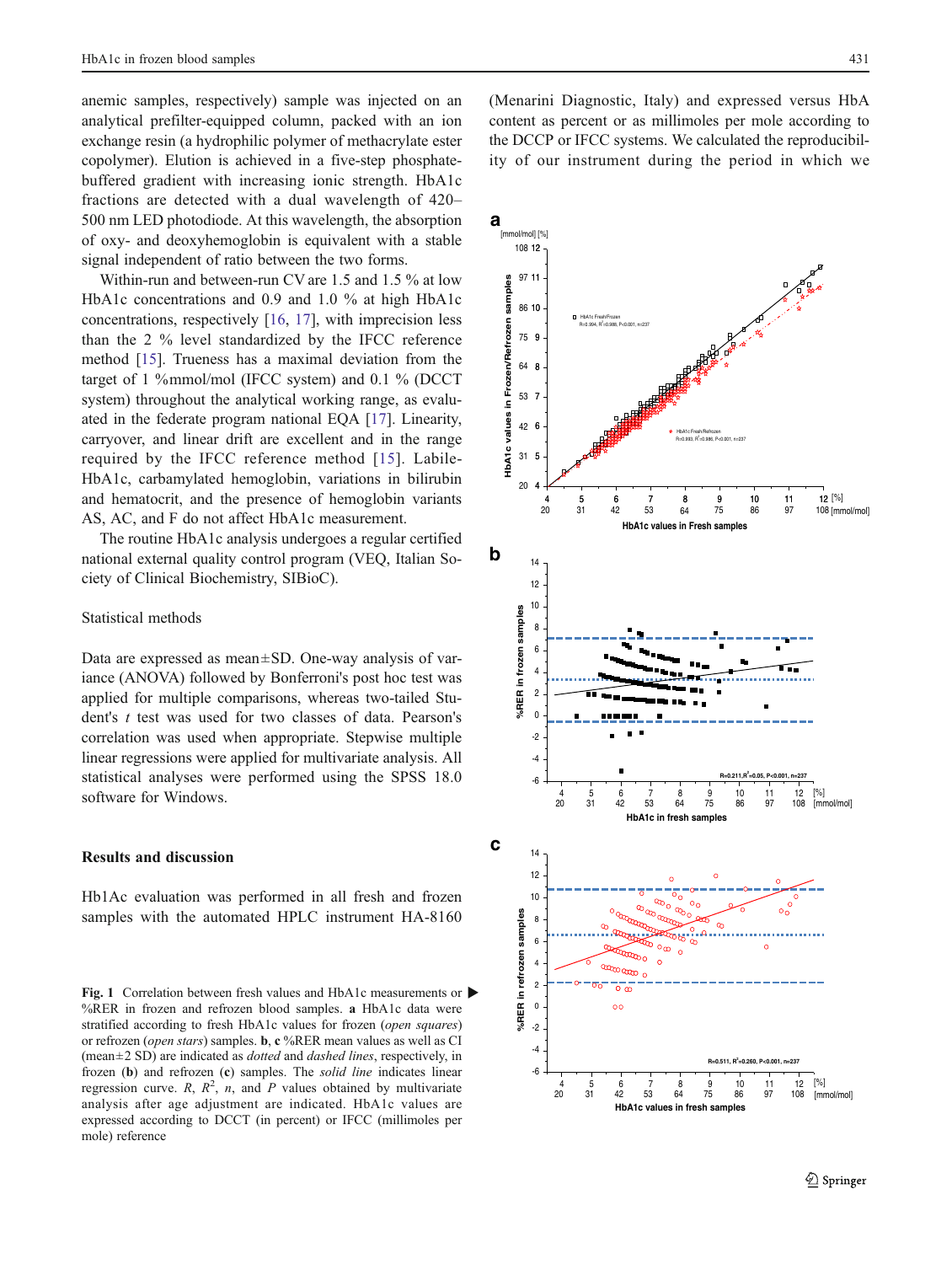anemic samples, respectively) sample was injected on an analytical prefilter-equipped column, packed with an ion exchange resin (a hydrophilic polymer of methacrylate ester copolymer). Elution is achieved in a five-step phosphate-buffered gradient with increasing ionic strength. HbA1c fractions are detected with a dual wavelength of 420–500 nm LED photodiode. At this wavelength, the absorption of oxy- and deoxyhemoglobin is equivalent with a stable signal independent of ratio between the two forms.

Within-run and between-run CV are 1.5 and 1.5 % at low HbA1c concentrations and 0.9 and 1.0 % at high HbA1c concentrations, respectively [16, 17], with imprecision less than the 2 % level standardized by the IFCC reference method [15]. Trueness has a maximal deviation from the target of 1 %mmol/mol (IFCC system) and 0.1 % (DCCT system) throughout the analytical working range, as evaluated in the federate program national EQA [17]. Linearity, carryover, and linear drift are excellent and in the range required by the IFCC reference method [15]. Labile-HbA1c, carbamylated hemoglobin, variations in bilirubin and hematocrit, and the presence of hemoglobin variants AS, AC, and F do not affect HbA1c measurement.

The routine HbA1c analysis undergoes a regular certified national external quality control program (VEQ, Italian Society of Clinical Biochemistry, SIBioC).

## Statistical methods

Data are expressed as mean±SD. One-way analysis of variance (ANOVA) followed by Bonferroni's post hoc test was applied for multiple comparisons, whereas two-tailed Student's *t* test was used for two classes of data. Pearson's correlation was used when appropriate. Stepwise multiple linear regressions were applied for multivariate analysis. All statistical analyses were performed using the SPSS 18.0 software for Windows.

## Results and discussion

Hb1Ac evaluation was performed in all fresh and frozen samples with the automated HPLC instrument HA-8160 (Menarini Diagnostic, Italy) and expressed versus HbA content as percent or as millimoles per mole according to the DCCP or IFCC systems. We calculated the reproducibility of our instrument during the period in which we

**Fig. 1** Correlation between fresh values and HbA1c measurements or %RER in frozen and refrozen blood samples. **a** HbA1c data were stratified according to fresh HbA1c values for frozen (*open squares*) or refrozen (*open stars*) samples. **b**, **c** %RER mean values as well as CI (mean±2 SD) are indicated as *dotted* and *dashed lines*, respectively, in frozen (**b**) and refrozen (**c**) samples. The *solid line* indicates linear regression curve. *R*, $R^2$, *n*, and *P* values obtained by multivariate analysis after age adjustment are indicated. HbA1c values are expressed according to DCCT (in percent) or IFCC (millimoles per mole) reference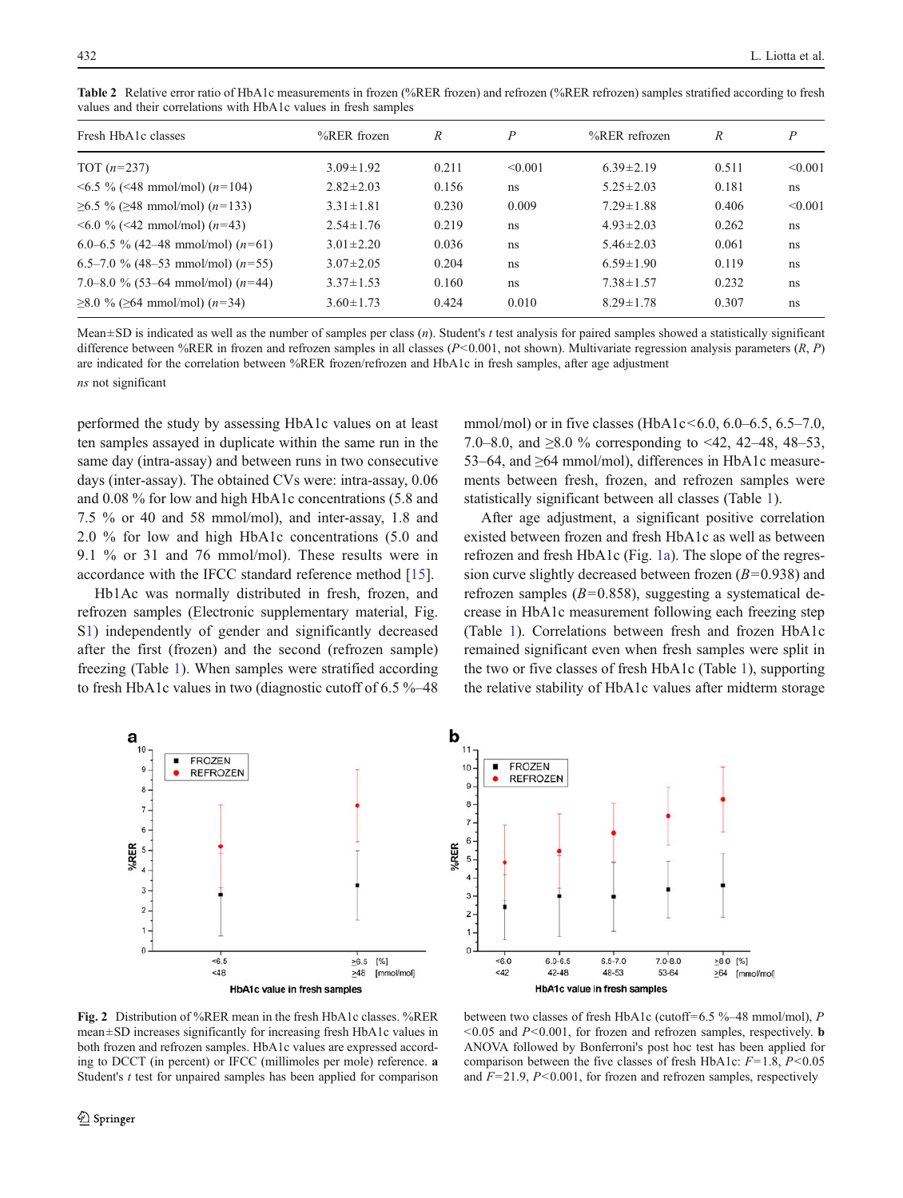**Table 2** Relative error ratio of HbA1c measurements in frozen (%RER frozen) and refrozen (%RER refrozen) samples stratified according to fresh values and their correlations with HbA1c values in fresh samples

| Fresh HbA1c classes | %RER frozen | *R* | *P* | %RER refrozen | *R* | *P* |
|---|---|---|---|---|---|---|
| TOT (*n*=237) | 3.09±1.92 | 0.211 | <0.001 | 6.39±2.19 | 0.511 | <0.001 |
| <6.5 % (<48 mmol/mol) (*n*=104) | 2.82±2.03 | 0.156 | ns | 5.25±2.03 | 0.181 | ns |
| ≥6.5 % (≥48 mmol/mol) (*n*=133) | 3.31±1.81 | 0.230 | 0.009 | 7.29±1.88 | 0.406 | <0.001 |
| <6.0 % (<42 mmol/mol) (*n*=43) | 2.54±1.76 | 0.219 | ns | 4.93±2.03 | 0.262 | ns |
| 6.0–6.5 % (42–48 mmol/mol) (*n*=61) | 3.01±2.20 | 0.036 | ns | 5.46±2.03 | 0.061 | ns |
| 6.5–7.0 % (48–53 mmol/mol) (*n*=55) | 3.07±2.05 | 0.204 | ns | 6.59±1.90 | 0.119 | ns |
| 7.0–8.0 % (53–64 mmol/mol) (*n*=44) | 3.37±1.53 | 0.160 | ns | 7.38±1.57 | 0.232 | ns |
| ≥8.0 % (≥64 mmol/mol) (*n*=34) | 3.60±1.73 | 0.424 | 0.010 | 8.29±1.78 | 0.307 | ns |

Mean±SD is indicated as well as the number of samples per class (*n*). Student's *t* test analysis for paired samples showed a statistically significant difference between %RER in frozen and refrozen samples in all classes ($P<0.001$, not shown). Multivariate regression analysis parameters (*R*, *P*) are indicated for the correlation between %RER frozen/refrozen and HbA1c in fresh samples, after age adjustment

*ns* not significant

performed the study by assessing HbA1c values on at least ten samples assayed in duplicate within the same run in the same day (intra-assay) and between runs in two consecutive days (inter-assay). The obtained CVs were: intra-assay, 0.06 and 0.08 % for low and high HbA1c concentrations (5.8 and 7.5 % or 40 and 58 mmol/mol), and inter-assay, 1.8 and 2.0 % for low and high HbA1c concentrations (5.0 and 9.1 % or 31 and 76 mmol/mol). These results were in accordance with the IFCC standard reference method [15].

Hb1Ac was normally distributed in fresh, frozen, and refrozen samples (Electronic supplementary material, Fig. S1) independently of gender and significantly decreased after the first (frozen) and the second (refrozen sample) freezing (Table 1). When samples were stratified according to fresh HbA1c values in two (diagnostic cutoff of 6.5 %–48 mmol/mol) or in five classes (HbA1c<6.0, 6.0–6.5, 6.5–7.0, 7.0–8.0, and ≥8.0 % corresponding to <42, 42–48, 48–53, 53–64, and ≥64 mmol/mol), differences in HbA1c measurements between fresh, frozen, and refrozen samples were statistically significant between all classes (Table 1).

After age adjustment, a significant positive correlation existed between frozen and fresh HbA1c as well as between refrozen and fresh HbA1c (Fig. 1a). The slope of the regression curve slightly decreased between frozen ($B=0.938$) and refrozen samples ($B=0.858$), suggesting a systematical decrease in HbA1c measurement following each freezing step (Table 1). Correlations between fresh and frozen HbA1c remained significant even when fresh samples were split in the two or five classes of fresh HbA1c (Table 1), supporting the relative stability of HbA1c values after midterm storage

**Fig. 2** Distribution of %RER mean in the fresh HbA1c classes. %RER mean±SD increases significantly for increasing fresh HbA1c values in both frozen and refrozen samples. HbA1c values are expressed according to DCCT (in percent) or IFCC (millimoles per mole) reference. **a** Student's *t* test for unpaired samples has been applied for comparison between two classes of fresh HbA1c (cutoff=6.5 %–48 mmol/mol), $P<0.05$ and $P<0.001$, for frozen and refrozen samples, respectively. **b** ANOVA followed by Bonferroni's post hoc test has been applied for comparison between the five classes of fresh HbA1c: $F=1.8$, $P<0.05$ and $F=21.9$, $P<0.001$, for frozen and refrozen samples, respectively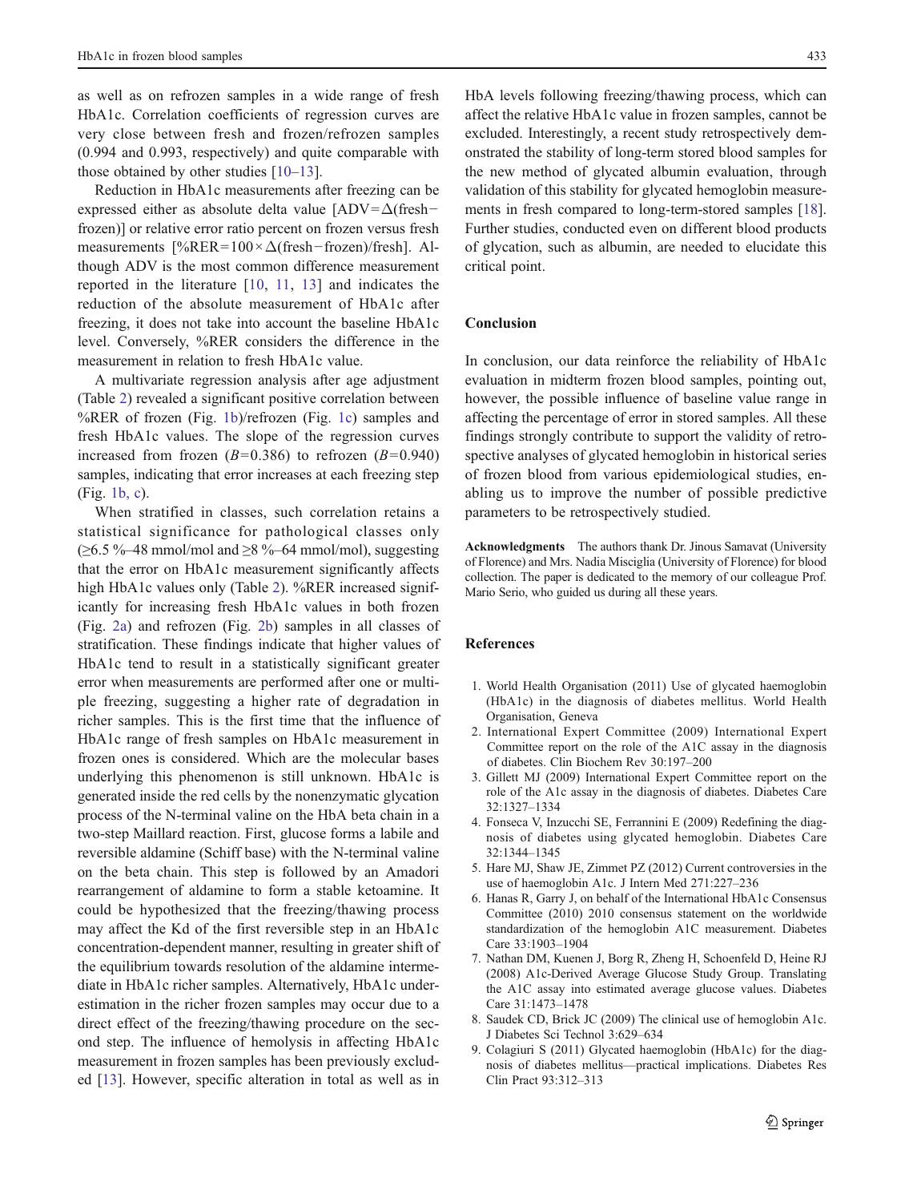as well as on refrozen samples in a wide range of fresh HbA1c. Correlation coefficients of regression curves are very close between fresh and frozen/refrozen samples (0.994 and 0.993, respectively) and quite comparable with those obtained by other studies [10–13].

Reduction in HbA1c measurements after freezing can be expressed either as absolute delta value [ADV=Δ(fresh−frozen)] or relative error ratio percent on frozen versus fresh measurements [%RER=100×Δ(fresh−frozen)/fresh]. Although ADV is the most common difference measurement reported in the literature [10, 11, 13] and indicates the reduction of the absolute measurement of HbA1c after freezing, it does not take into account the baseline HbA1c level. Conversely, %RER considers the difference in the measurement in relation to fresh HbA1c value.

A multivariate regression analysis after age adjustment (Table 2) revealed a significant positive correlation between %RER of frozen (Fig. 1b)/refrozen (Fig. 1c) samples and fresh HbA1c values. The slope of the regression curves increased from frozen ($B=0.386$) to refrozen ($B=0.940$) samples, indicating that error increases at each freezing step (Fig. 1b, c).

When stratified in classes, such correlation retains a statistical significance for pathological classes only (≥6.5 %–48 mmol/mol and ≥8 %–64 mmol/mol), suggesting that the error on HbA1c measurement significantly affects high HbA1c values only (Table 2). %RER increased significantly for increasing fresh HbA1c values in both frozen (Fig. 2a) and refrozen (Fig. 2b) samples in all classes of stratification. These findings indicate that higher values of HbA1c tend to result in a statistically significant greater error when measurements are performed after one or multiple freezing, suggesting a higher rate of degradation in richer samples. This is the first time that the influence of HbA1c range of fresh samples on HbA1c measurement in frozen ones is considered. Which are the molecular bases underlying this phenomenon is still unknown. HbA1c is generated inside the red cells by the nonenzymatic glycation process of the N-terminal valine on the HbA beta chain in a two-step Maillard reaction. First, glucose forms a labile and reversible aldamine (Schiff base) with the N-terminal valine on the beta chain. This step is followed by an Amadori rearrangement of aldamine to form a stable ketoamine. It could be hypothesized that the freezing/thawing process may affect the Kd of the first reversible step in an HbA1c concentration-dependent manner, resulting in greater shift of the equilibrium towards resolution of the aldamine intermediate in HbA1c richer samples. Alternatively, HbA1c underestimation in the richer frozen samples may occur due to a direct effect of the freezing/thawing procedure on the second step. The influence of hemolysis in affecting HbA1c measurement in frozen samples has been previously excluded [13]. However, specific alteration in total as well as in HbA levels following freezing/thawing process, which can affect the relative HbA1c value in frozen samples, cannot be excluded. Interestingly, a recent study retrospectively demonstrated the stability of long-term stored blood samples for the new method of glycated albumin evaluation, through validation of this stability for glycated hemoglobin measurements in fresh compared to long-term-stored samples [18]. Further studies, conducted even on different blood products of glycation, such as albumin, are needed to elucidate this critical point.

## Conclusion

In conclusion, our data reinforce the reliability of HbA1c evaluation in midterm frozen blood samples, pointing out, however, the possible influence of baseline value range in affecting the percentage of error in stored samples. All these findings strongly contribute to support the validity of retrospective analyses of glycated hemoglobin in historical series of frozen blood from various epidemiological studies, enabling us to improve the number of possible predictive parameters to be retrospectively studied.

**Acknowledgments** The authors thank Dr. Jinous Samavat (University of Florence) and Mrs. Nadia Misciglia (University of Florence) for blood collection. The paper is dedicated to the memory of our colleague Prof. Mario Serio, who guided us during all these years.

## References

1. World Health Organisation (2011) Use of glycated haemoglobin (HbA1c) in the diagnosis of diabetes mellitus. World Health Organisation, Geneva
2. International Expert Committee (2009) International Expert Committee report on the role of the A1C assay in the diagnosis of diabetes. Clin Biochem Rev 30:197–200
3. Gillett MJ (2009) International Expert Committee report on the role of the A1c assay in the diagnosis of diabetes. Diabetes Care 32:1327–1334
4. Fonseca V, Inzucchi SE, Ferrannini E (2009) Redefining the diagnosis of diabetes using glycated hemoglobin. Diabetes Care 32:1344–1345
5. Hare MJ, Shaw JE, Zimmet PZ (2012) Current controversies in the use of haemoglobin A1c. J Intern Med 271:227–236
6. Hanas R, Garry J, on behalf of the International HbA1c Consensus Committee (2010) 2010 consensus statement on the worldwide standardization of the hemoglobin A1C measurement. Diabetes Care 33:1903–1904
7. Nathan DM, Kuenen J, Borg R, Zheng H, Schoenfeld D, Heine RJ (2008) A1c-Derived Average Glucose Study Group. Translating the A1C assay into estimated average glucose values. Diabetes Care 31:1473–1478
8. Saudek CD, Brick JC (2009) The clinical use of hemoglobin A1c. J Diabetes Sci Technol 3:629–634
9. Colagiuri S (2011) Glycated haemoglobin (HbA1c) for the diagnosis of diabetes mellitus—practical implications. Diabetes Res Clin Pract 93:312–313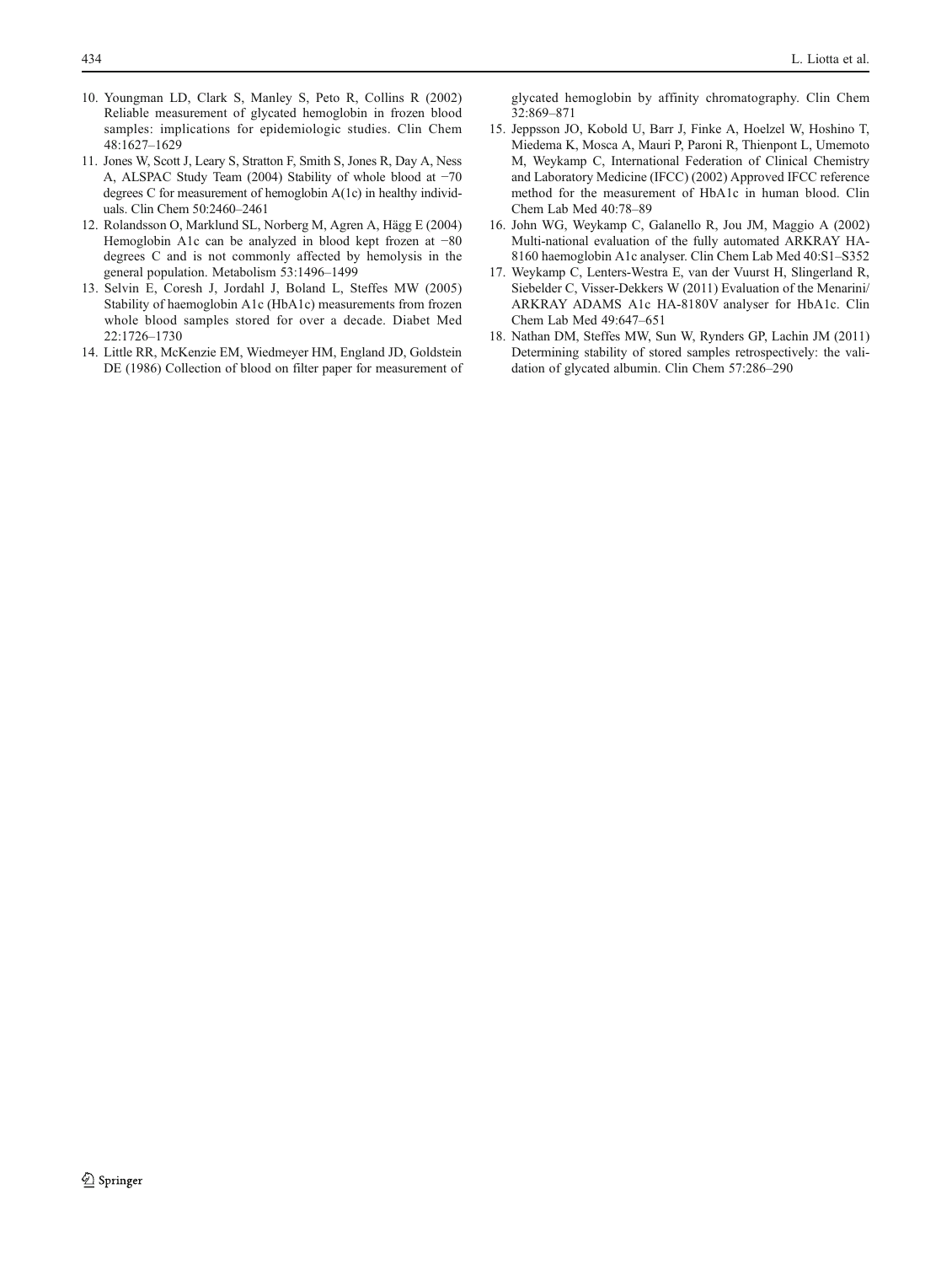10. Youngman LD, Clark S, Manley S, Peto R, Collins R (2002) Reliable measurement of glycated hemoglobin in frozen blood samples: implications for epidemiologic studies. Clin Chem 48:1627–1629
11. Jones W, Scott J, Leary S, Stratton F, Smith S, Jones R, Day A, Ness A, ALSPAC Study Team (2004) Stability of whole blood at −70 degrees C for measurement of hemoglobin A(1c) in healthy individuals. Clin Chem 50:2460–2461
12. Rolandsson O, Marklund SL, Norberg M, Agren A, Hägg E (2004) Hemoglobin A1c can be analyzed in blood kept frozen at −80 degrees C and is not commonly affected by hemolysis in the general population. Metabolism 53:1496–1499
13. Selvin E, Coresh J, Jordahl J, Boland L, Steffes MW (2005) Stability of haemoglobin A1c (HbA1c) measurements from frozen whole blood samples stored for over a decade. Diabet Med 22:1726–1730
14. Little RR, McKenzie EM, Wiedmeyer HM, England JD, Goldstein DE (1986) Collection of blood on filter paper for measurement of glycated hemoglobin by affinity chromatography. Clin Chem 32:869–871
15. Jeppsson JO, Kobold U, Barr J, Finke A, Hoelzel W, Hoshino T, Miedema K, Mosca A, Mauri P, Paroni R, Thienpont L, Umemoto M, Weykamp C, International Federation of Clinical Chemistry and Laboratory Medicine (IFCC) (2002) Approved IFCC reference method for the measurement of HbA1c in human blood. Clin Chem Lab Med 40:78–89
16. John WG, Weykamp C, Galanello R, Jou JM, Maggio A (2002) Multi-national evaluation of the fully automated ARKRAY HA-8160 haemoglobin A1c analyser. Clin Chem Lab Med 40:S1–S352
17. Weykamp C, Lenters-Westra E, van der Vuurst H, Slingerland R, Siebelder C, Visser-Dekkers W (2011) Evaluation of the Menarini/ARKRAY ADAMS A1c HA-8180V analyser for HbA1c. Clin Chem Lab Med 49:647–651
18. Nathan DM, Steffes MW, Sun W, Rynders GP, Lachin JM (2011) Determining stability of stored samples retrospectively: the validation of glycated albumin. Clin Chem 57:286–290